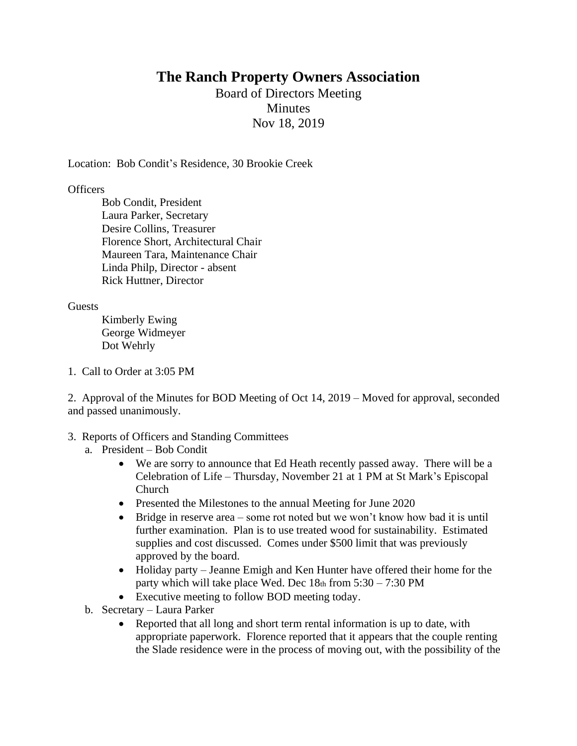# The Ranch Property Owners Association

Board of Directors Meeting
Minutes
Nov 18, 2019

Location: Bob Condit's Residence, 30 Brookie Creek

Officers

- Bob Condit, President
- Laura Parker, Secretary
- Desire Collins, Treasurer
- Florence Short, Architectural Chair
- Maureen Tara, Maintenance Chair
- Linda Philp, Director - absent
- Rick Huttner, Director

Guests

- Kimberly Ewing
- George Widmeyer
- Dot Wehrly

1. Call to Order at 3:05 PM

2. Approval of the Minutes for BOD Meeting of Oct 14, 2019 – Moved for approval, seconded and passed unanimously.

3. Reports of Officers and Standing Committees
   a. President – Bob Condit
      - We are sorry to announce that Ed Heath recently passed away. There will be a Celebration of Life – Thursday, November 21 at 1 PM at St Mark's Episcopal Church
      - Presented the Milestones to the annual Meeting for June 2020
      - Bridge in reserve area – some rot noted but we won't know how bad it is until further examination. Plan is to use treated wood for sustainability. Estimated supplies and cost discussed. Comes under $500 limit that was previously approved by the board.
      - Holiday party – Jeanne Emigh and Ken Hunter have offered their home for the party which will take place Wed. Dec 18th from 5:30 – 7:30 PM
      - Executive meeting to follow BOD meeting today.

   b. Secretary – Laura Parker
      - Reported that all long and short term rental information is up to date, with appropriate paperwork. Florence reported that it appears that the couple renting the Slade residence were in the process of moving out, with the possibility of the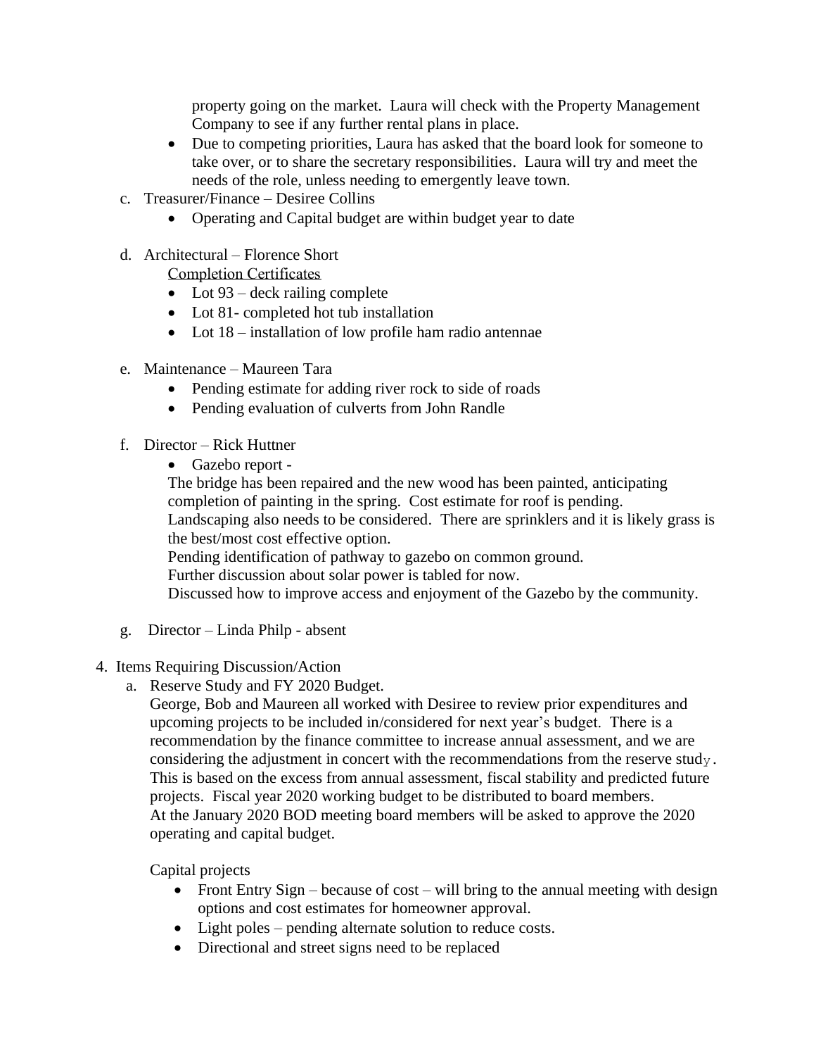property going on the market. Laura will check with the Property Management Company to see if any further rental plans in place.

- Due to competing priorities, Laura has asked that the board look for someone to take over, or to share the secretary responsibilities. Laura will try and meet the needs of the role, unless needing to emergently leave town.

c. Treasurer/Finance – Desiree Collins

- Operating and Capital budget are within budget year to date

d. Architectural – Florence Short

Completion Certificates

- Lot 93 – deck railing complete
- Lot 81- completed hot tub installation
- Lot 18 – installation of low profile ham radio antennae

e. Maintenance – Maureen Tara

- Pending estimate for adding river rock to side of roads
- Pending evaluation of culverts from John Randle

f. Director – Rick Huttner

- Gazebo report -

The bridge has been repaired and the new wood has been painted, anticipating completion of painting in the spring. Cost estimate for roof is pending.
Landscaping also needs to be considered. There are sprinklers and it is likely grass is the best/most cost effective option.
Pending identification of pathway to gazebo on common ground.
Further discussion about solar power is tabled for now.
Discussed how to improve access and enjoyment of the Gazebo by the community.

g. Director – Linda Philp - absent

4. Items Requiring Discussion/Action

a. Reserve Study and FY 2020 Budget.

George, Bob and Maureen all worked with Desiree to review prior expenditures and upcoming projects to be included in/considered for next year's budget. There is a recommendation by the finance committee to increase annual assessment, and we are considering the adjustment in concert with the recommendations from the reserve study. This is based on the excess from annual assessment, fiscal stability and predicted future projects. Fiscal year 2020 working budget to be distributed to board members.
At the January 2020 BOD meeting board members will be asked to approve the 2020 operating and capital budget.

Capital projects

- Front Entry Sign – because of cost – will bring to the annual meeting with design options and cost estimates for homeowner approval.
- Light poles – pending alternate solution to reduce costs.
- Directional and street signs need to be replaced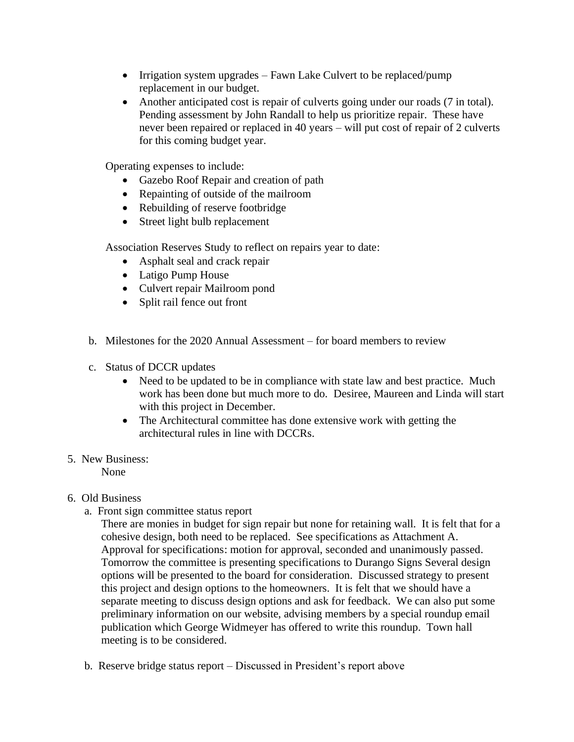- Irrigation system upgrades – Fawn Lake Culvert to be replaced/pump replacement in our budget.
- Another anticipated cost is repair of culverts going under our roads (7 in total). Pending assessment by John Randall to help us prioritize repair. These have never been repaired or replaced in 40 years – will put cost of repair of 2 culverts for this coming budget year.

Operating expenses to include:

- Gazebo Roof Repair and creation of path
- Repainting of outside of the mailroom
- Rebuilding of reserve footbridge
- Street light bulb replacement

Association Reserves Study to reflect on repairs year to date:

- Asphalt seal and crack repair
- Latigo Pump House
- Culvert repair Mailroom pond
- Split rail fence out front

b. Milestones for the 2020 Annual Assessment – for board members to review

c. Status of DCCR updates

- Need to be updated to be in compliance with state law and best practice. Much work has been done but much more to do. Desiree, Maureen and Linda will start with this project in December.
- The Architectural committee has done extensive work with getting the architectural rules in line with DCCRs.

5. New Business:

   None

6. Old Business

   a. Front sign committee status report

   There are monies in budget for sign repair but none for retaining wall. It is felt that for a cohesive design, both need to be replaced. See specifications as Attachment A. Approval for specifications: motion for approval, seconded and unanimously passed. Tomorrow the committee is presenting specifications to Durango Signs Several design options will be presented to the board for consideration. Discussed strategy to present this project and design options to the homeowners. It is felt that we should have a separate meeting to discuss design options and ask for feedback. We can also put some preliminary information on our website, advising members by a special roundup email publication which George Widmeyer has offered to write this roundup. Town hall meeting is to be considered.

   b. Reserve bridge status report – Discussed in President's report above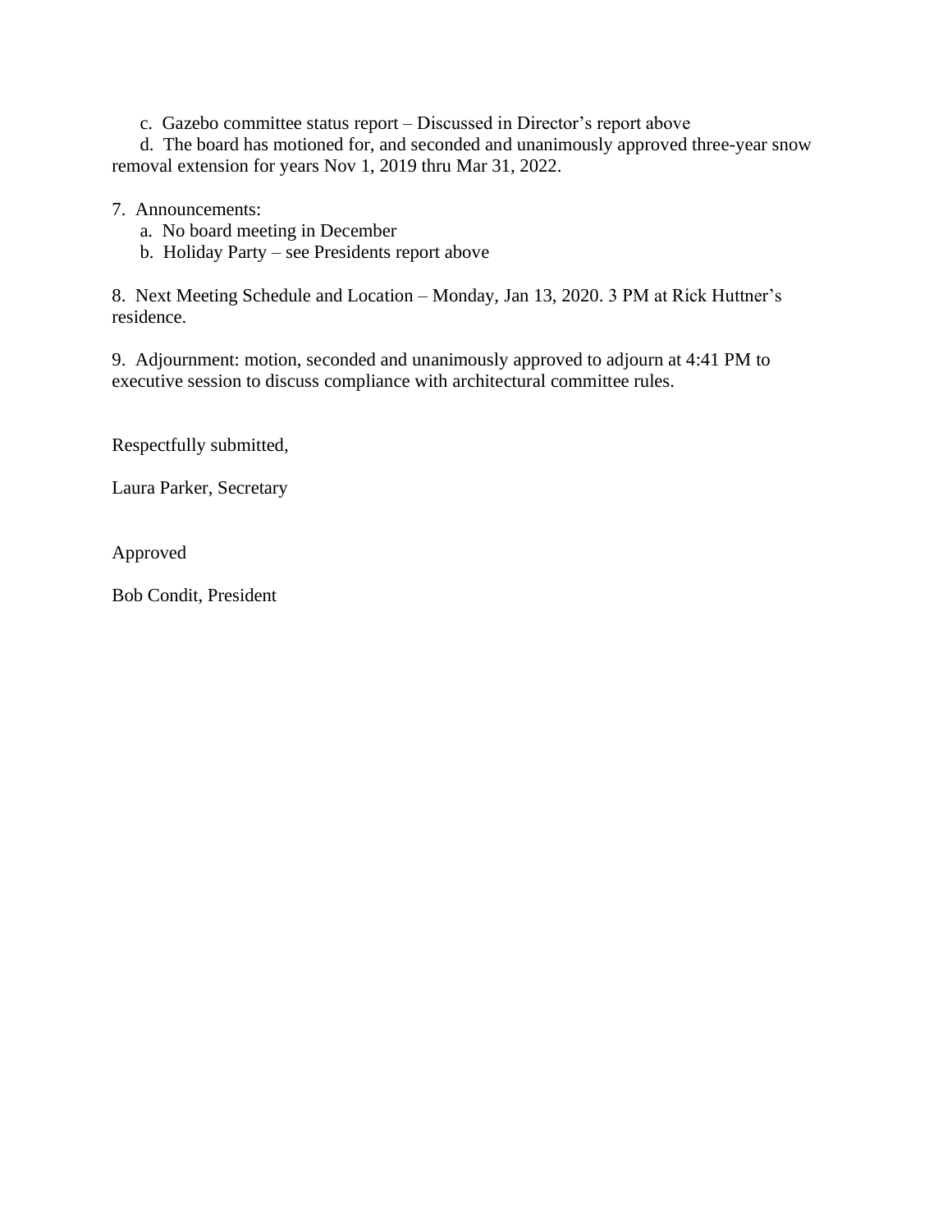c. Gazebo committee status report – Discussed in Director's report above

d. The board has motioned for, and seconded and unanimously approved three-year snow removal extension for years Nov 1, 2019 thru Mar 31, 2022.

7. Announcements:

a. No board meeting in December

b. Holiday Party – see Presidents report above

8. Next Meeting Schedule and Location – Monday, Jan 13, 2020. 3 PM at Rick Huttner's residence.

9. Adjournment: motion, seconded and unanimously approved to adjourn at 4:41 PM to executive session to discuss compliance with architectural committee rules.

Respectfully submitted,

Laura Parker, Secretary

Approved

Bob Condit, President